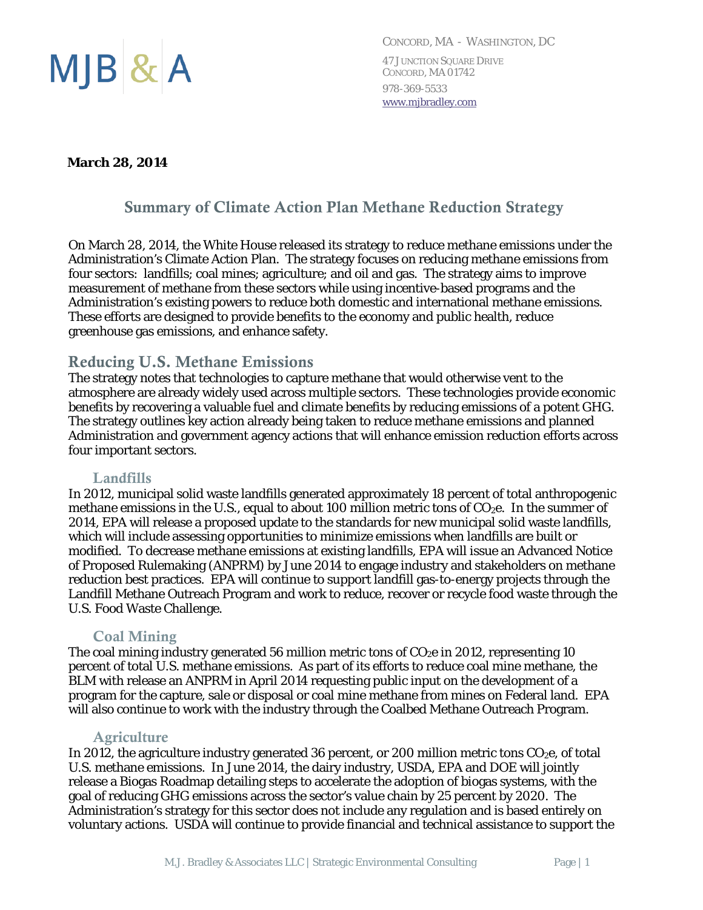MJB & A

CONCORD, MA - WASHINGTON, DC

47 JUNCTION SQUARE DRIVE
CONCORD, MA 01742

978-369-5533
www.mjbradley.com

**March 28, 2014**

# Summary of Climate Action Plan Methane Reduction Strategy

On March 28, 2014, the White House released its strategy to reduce methane emissions under the Administration's Climate Action Plan. The strategy focuses on reducing methane emissions from four sectors: landfills; coal mines; agriculture; and oil and gas. The strategy aims to improve measurement of methane from these sectors while using incentive-based programs and the Administration's existing powers to reduce both domestic and international methane emissions. These efforts are designed to provide benefits to the economy and public health, reduce greenhouse gas emissions, and enhance safety.

## Reducing U.S. Methane Emissions

The strategy notes that technologies to capture methane that would otherwise vent to the atmosphere are already widely used across multiple sectors. These technologies provide economic benefits by recovering a valuable fuel and climate benefits by reducing emissions of a potent GHG. The strategy outlines key action already being taken to reduce methane emissions and planned Administration and government agency actions that will enhance emission reduction efforts across four important sectors.

### Landfills

In 2012, municipal solid waste landfills generated approximately 18 percent of total anthropogenic methane emissions in the U.S., equal to about 100 million metric tons of $CO_2e$. In the summer of 2014, EPA will release a proposed update to the standards for new municipal solid waste landfills, which will include assessing opportunities to minimize emissions when landfills are built or modified. To decrease methane emissions at existing landfills, EPA will issue an Advanced Notice of Proposed Rulemaking (ANPRM) by June 2014 to engage industry and stakeholders on methane reduction best practices. EPA will continue to support landfill gas-to-energy projects through the Landfill Methane Outreach Program and work to reduce, recover or recycle food waste through the U.S. Food Waste Challenge.

### Coal Mining

The coal mining industry generated 56 million metric tons of $CO_2e$ in 2012, representing 10 percent of total U.S. methane emissions. As part of its efforts to reduce coal mine methane, the BLM with release an ANPRM in April 2014 requesting public input on the development of a program for the capture, sale or disposal or coal mine methane from mines on Federal land. EPA will also continue to work with the industry through the Coalbed Methane Outreach Program.

### Agriculture

In 2012, the agriculture industry generated 36 percent, or 200 million metric tons $CO_2e$, of total U.S. methane emissions. In June 2014, the dairy industry, USDA, EPA and DOE will jointly release a Biogas Roadmap detailing steps to accelerate the adoption of biogas systems, with the goal of reducing GHG emissions across the sector's value chain by 25 percent by 2020. The Administration's strategy for this sector does not include any regulation and is based entirely on voluntary actions. USDA will continue to provide financial and technical assistance to support the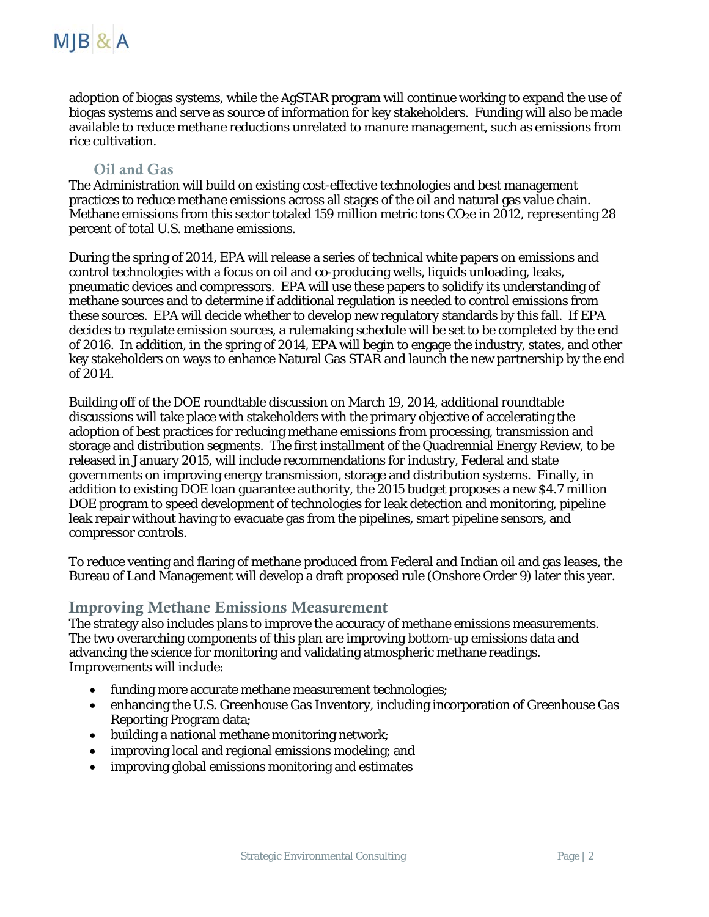adoption of biogas systems, while the AgSTAR program will continue working to expand the use of biogas systems and serve as source of information for key stakeholders. Funding will also be made available to reduce methane reductions unrelated to manure management, such as emissions from rice cultivation.

### Oil and Gas

The Administration will build on existing cost-effective technologies and best management practices to reduce methane emissions across all stages of the oil and natural gas value chain. Methane emissions from this sector totaled 159 million metric tons $CO_2e$ in 2012, representing 28 percent of total U.S. methane emissions.

During the spring of 2014, EPA will release a series of technical white papers on emissions and control technologies with a focus on oil and co-producing wells, liquids unloading, leaks, pneumatic devices and compressors. EPA will use these papers to solidify its understanding of methane sources and to determine if additional regulation is needed to control emissions from these sources. EPA will decide whether to develop new regulatory standards by this fall. If EPA decides to regulate emission sources, a rulemaking schedule will be set to be completed by the end of 2016. In addition, in the spring of 2014, EPA will begin to engage the industry, states, and other key stakeholders on ways to enhance Natural Gas STAR and launch the new partnership by the end of 2014.

Building off of the DOE roundtable discussion on March 19, 2014, additional roundtable discussions will take place with stakeholders with the primary objective of accelerating the adoption of best practices for reducing methane emissions from processing, transmission and storage and distribution segments. The first installment of the Quadrennial Energy Review, to be released in January 2015, will include recommendations for industry, Federal and state governments on improving energy transmission, storage and distribution systems. Finally, in addition to existing DOE loan guarantee authority, the 2015 budget proposes a new $4.7 million DOE program to speed development of technologies for leak detection and monitoring, pipeline leak repair without having to evacuate gas from the pipelines, smart pipeline sensors, and compressor controls.

To reduce venting and flaring of methane produced from Federal and Indian oil and gas leases, the Bureau of Land Management will develop a draft proposed rule (Onshore Order 9) later this year.

## Improving Methane Emissions Measurement

The strategy also includes plans to improve the accuracy of methane emissions measurements. The two overarching components of this plan are improving bottom-up emissions data and advancing the science for monitoring and validating atmospheric methane readings. Improvements will include:

- funding more accurate methane measurement technologies;
- enhancing the U.S. Greenhouse Gas Inventory, including incorporation of Greenhouse Gas Reporting Program data;
- building a national methane monitoring network;
- improving local and regional emissions modeling; and
- improving global emissions monitoring and estimates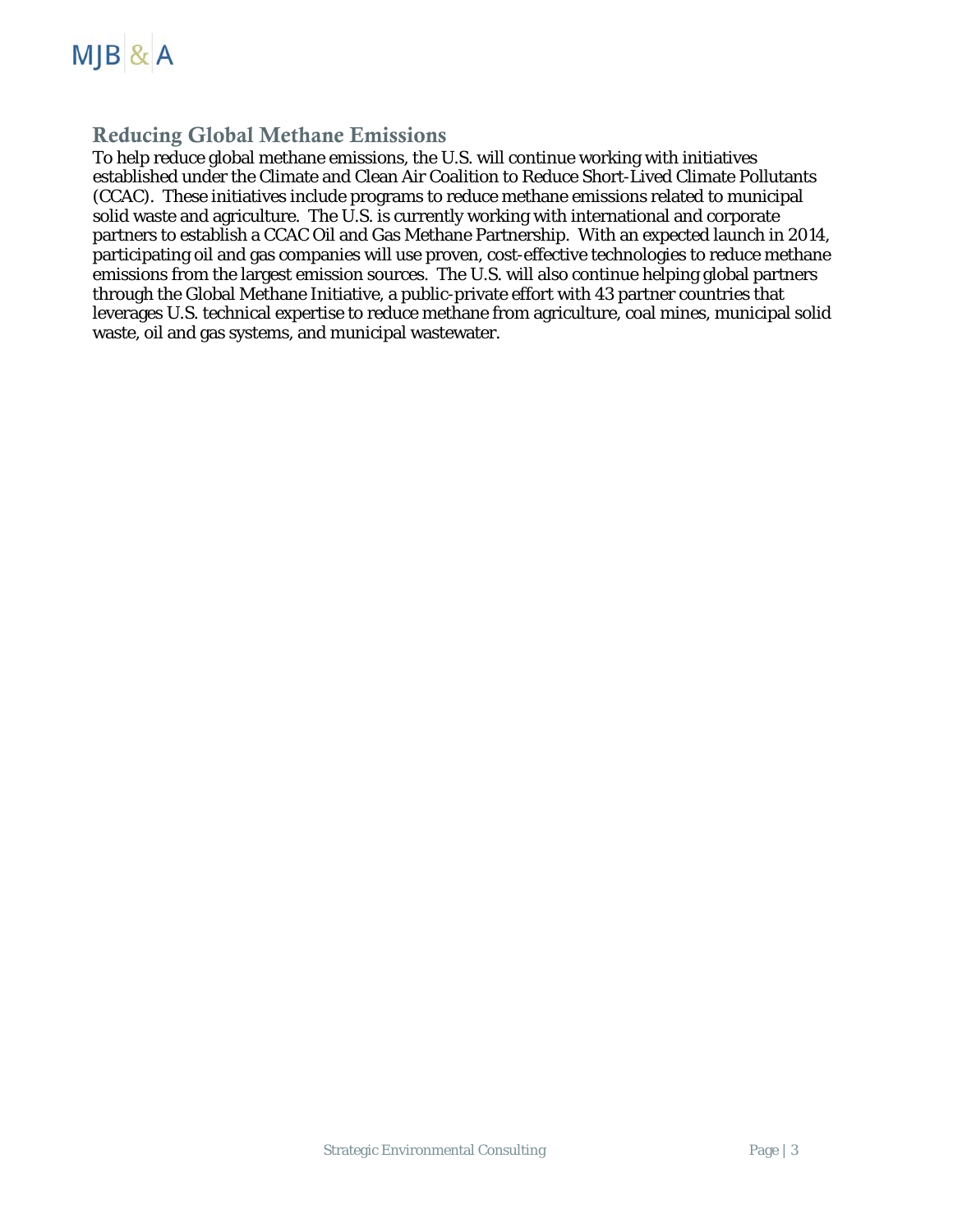## Reducing Global Methane Emissions

To help reduce global methane emissions, the U.S. will continue working with initiatives established under the Climate and Clean Air Coalition to Reduce Short-Lived Climate Pollutants (CCAC). These initiatives include programs to reduce methane emissions related to municipal solid waste and agriculture. The U.S. is currently working with international and corporate partners to establish a CCAC Oil and Gas Methane Partnership. With an expected launch in 2014, participating oil and gas companies will use proven, cost-effective technologies to reduce methane emissions from the largest emission sources. The U.S. will also continue helping global partners through the Global Methane Initiative, a public-private effort with 43 partner countries that leverages U.S. technical expertise to reduce methane from agriculture, coal mines, municipal solid waste, oil and gas systems, and municipal wastewater.